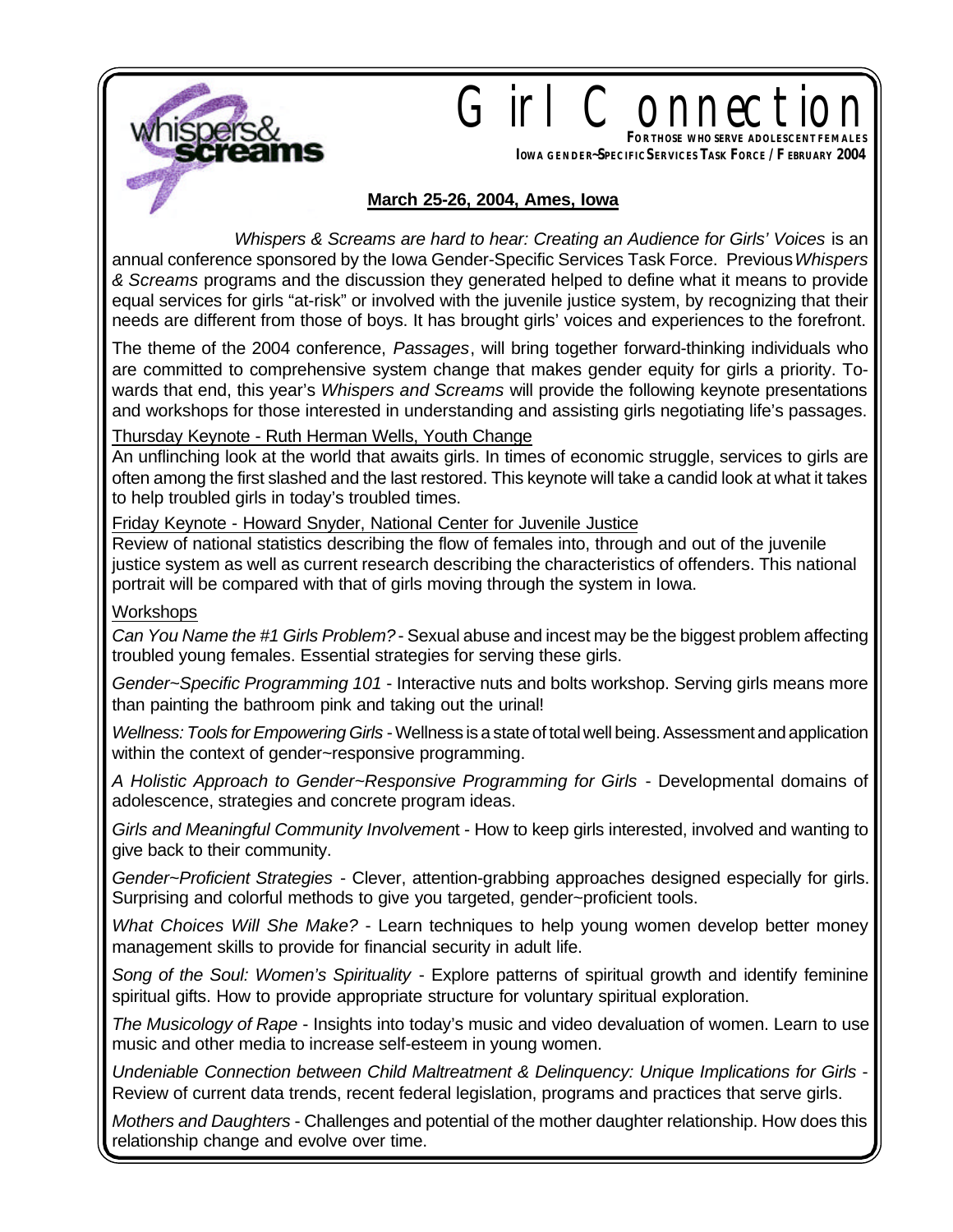whispers& screams

# Girl Connection

**For those who serve adolescent females**

**Iowa Gender~Specific Services Task Force / February 2004**

**March 25-26, 2004, Ames, Iowa**

*Whispers & Screams are hard to hear: Creating an Audience for Girls' Voices* is an annual conference sponsored by the Iowa Gender-Specific Services Task Force. Previous *Whispers & Screams* programs and the discussion they generated helped to define what it means to provide equal services for girls "at-risk" or involved with the juvenile justice system, by recognizing that their needs are different from those of boys. It has brought girls' voices and experiences to the forefront.

The theme of the 2004 conference, *Passages*, will bring together forward-thinking individuals who are committed to comprehensive system change that makes gender equity for girls a priority. Towards that end, this year's *Whispers and Screams* will provide the following keynote presentations and workshops for those interested in understanding and assisting girls negotiating life's passages.

Thursday Keynote - Ruth Herman Wells, Youth Change

An unflinching look at the world that awaits girls. In times of economic struggle, services to girls are often among the first slashed and the last restored. This keynote will take a candid look at what it takes to help troubled girls in today's troubled times.

Friday Keynote - Howard Snyder, National Center for Juvenile Justice

Review of national statistics describing the flow of females into, through and out of the juvenile justice system as well as current research describing the characteristics of offenders. This national portrait will be compared with that of girls moving through the system in Iowa.

Workshops

*Can You Name the #1 Girls Problem?* - Sexual abuse and incest may be the biggest problem affecting troubled young females. Essential strategies for serving these girls.

*Gender~Specific Programming 101* - Interactive nuts and bolts workshop. Serving girls means more than painting the bathroom pink and taking out the urinal!

*Wellness: Tools for Empowering Girls* - Wellness is a state of total well being. Assessment and application within the context of gender~responsive programming.

*A Holistic Approach to Gender~Responsive Programming for Girls* - Developmental domains of adolescence, strategies and concrete program ideas.

*Girls and Meaningful Community Involvement* - How to keep girls interested, involved and wanting to give back to their community.

*Gender~Proficient Strategies* - Clever, attention-grabbing approaches designed especially for girls. Surprising and colorful methods to give you targeted, gender~proficient tools.

*What Choices Will She Make?* - Learn techniques to help young women develop better money management skills to provide for financial security in adult life.

*Song of the Soul: Women's Spirituality* - Explore patterns of spiritual growth and identify feminine spiritual gifts. How to provide appropriate structure for voluntary spiritual exploration.

*The Musicology of Rape* - Insights into today's music and video devaluation of women. Learn to use music and other media to increase self-esteem in young women.

*Undeniable Connection between Child Maltreatment & Delinquency: Unique Implications for Girls* - Review of current data trends, recent federal legislation, programs and practices that serve girls.

*Mothers and Daughters* - Challenges and potential of the mother daughter relationship. How does this relationship change and evolve over time.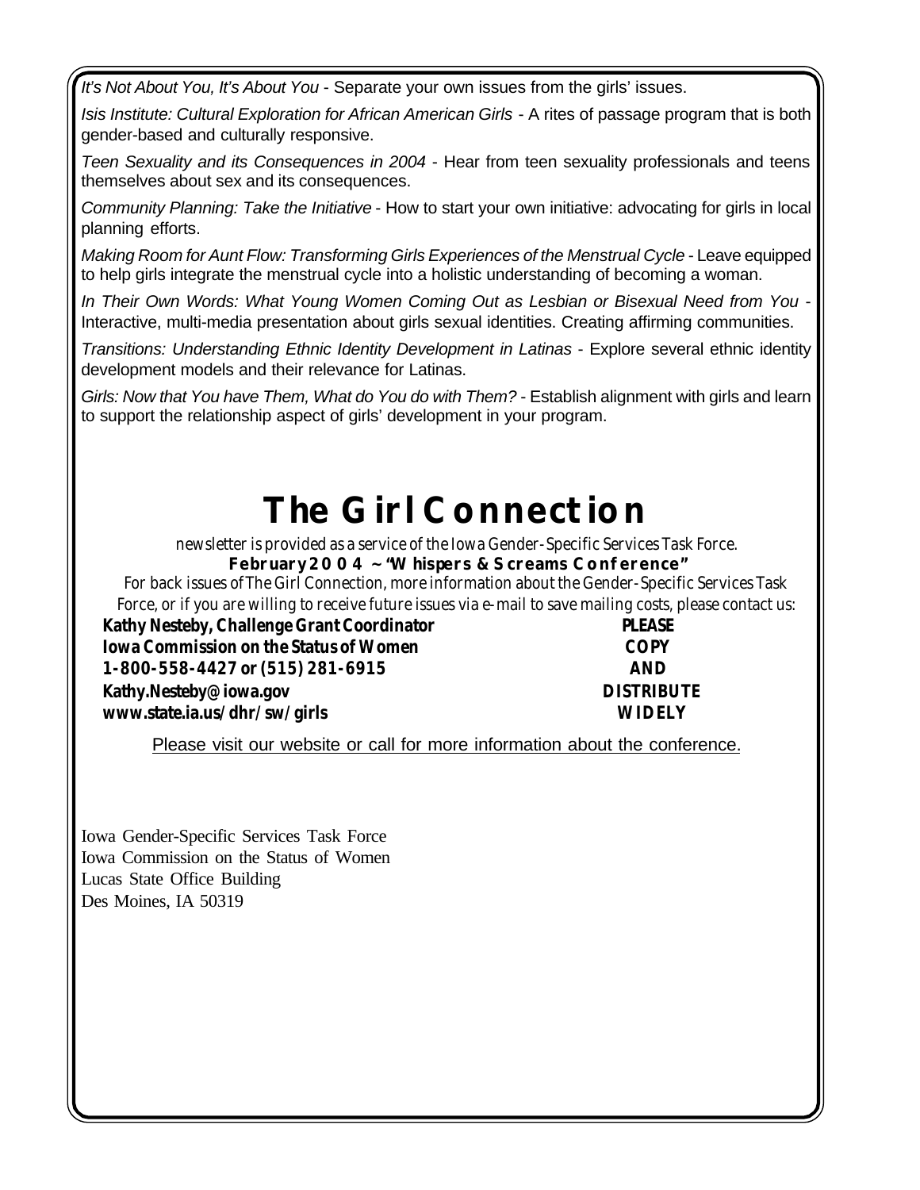*It's Not About You, It's About You* - Separate your own issues from the girls' issues.

*Isis Institute: Cultural Exploration for African American Girls* - A rites of passage program that is both gender-based and culturally responsive.

*Teen Sexuality and its Consequences in 2004* - Hear from teen sexuality professionals and teens themselves about sex and its consequences.

*Community Planning: Take the Initiative* - How to start your own initiative: advocating for girls in local planning efforts.

*Making Room for Aunt Flow: Transforming Girls Experiences of the Menstrual Cycle* - Leave equipped to help girls integrate the menstrual cycle into a holistic understanding of becoming a woman.

*In Their Own Words: What Young Women Coming Out as Lesbian or Bisexual Need from You* - Interactive, multi-media presentation about girls sexual identities. Creating affirming communities.

*Transitions: Understanding Ethnic Identity Development in Latinas* - Explore several ethnic identity development models and their relevance for Latinas.

*Girls: Now that You have Them, What do You do with Them?* - Establish alignment with girls and learn to support the relationship aspect of girls' development in your program.

# The Girl Connection

newsletter is provided as a service of the Iowa Gender-Specific Services Task Force.

**February 2004 ~ "Whispers & Screams Conference"**

For back issues of The Girl Connection, more information about the Gender-Specific Services Task Force, or if you are willing to receive future issues via e-mail to save mailing costs, please contact us:

**Kathy Nesteby, Challenge Grant Coordinator**
**Iowa Commission on the Status of Women**
**1-800-558-4427 or (515) 281-6915**
**Kathy.Nesteby@iowa.gov**
**www.state.ia.us/dhr/sw/girls**

**PLEASE COPY AND DISTRIBUTE WIDELY**

Please visit our website or call for more information about the conference.

Iowa Gender-Specific Services Task Force
Iowa Commission on the Status of Women
Lucas State Office Building
Des Moines, IA 50319